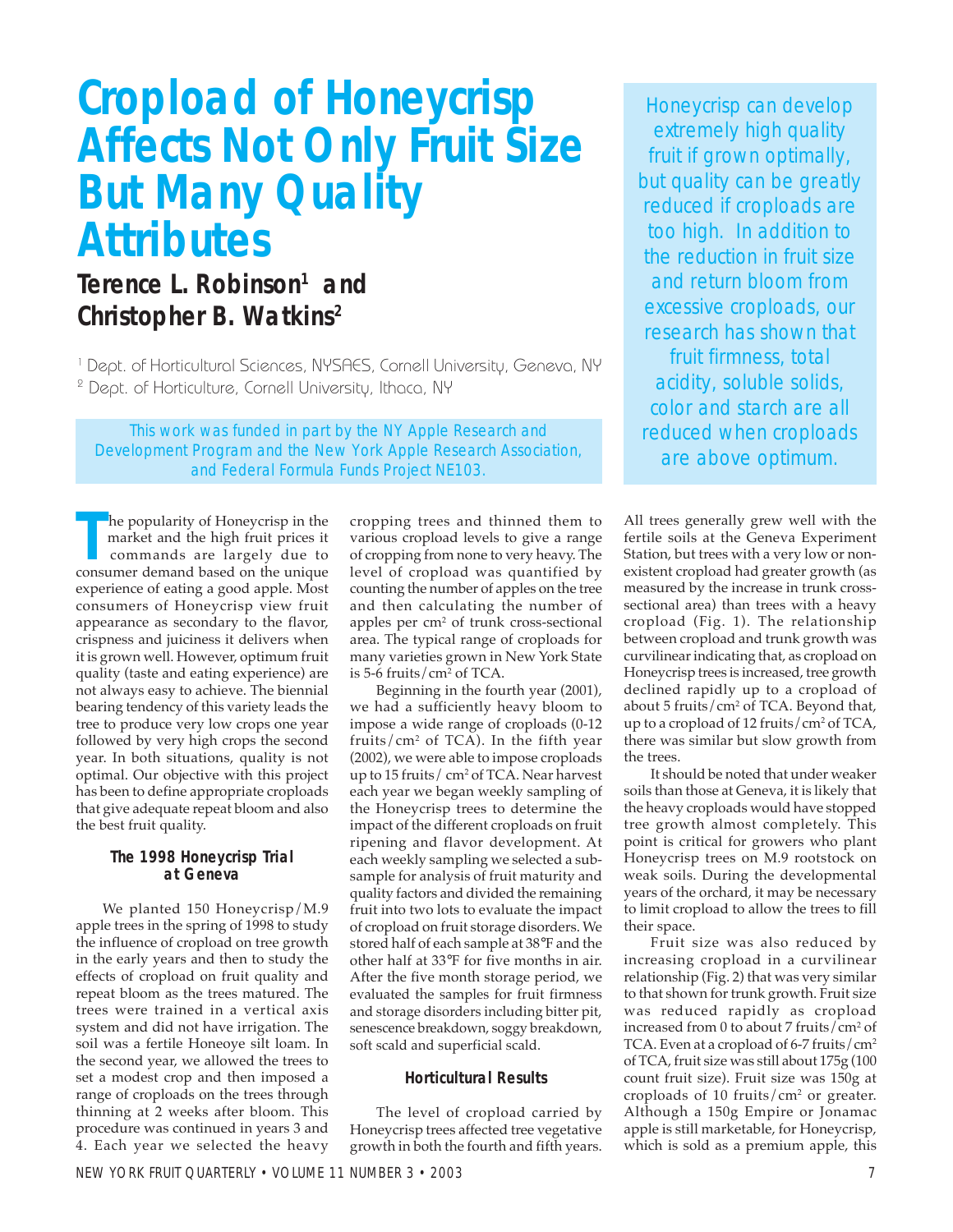# Cropload of Honeycrisp Affects Not Only Fruit Size But Many Quality Attributes

## Terence L. Robinson[1] and Christopher B. Watkins[2]

[1] Dept. of Horticultural Sciences, NYSAES, Cornell University, Geneva, NY
[2] Dept. of Horticulture, Cornell University, Ithaca, NY

*This work was funded in part by the NY Apple Research and Development Program and the New York Apple Research Association, and Federal Formula Funds Project NE103.*

*Honeycrisp can develop extremely high quality fruit if grown optimally, but quality can be greatly reduced if croploads are too high. In addition to the reduction in fruit size and return bloom from excessive croploads, our research has shown that fruit firmness, total acidity, soluble solids, color and starch are all reduced when croploads are above optimum.*

The popularity of Honeycrisp in the market and the high fruit prices it commands are largely due to consumer demand based on the unique experience of eating a good apple. Most consumers of Honeycrisp view fruit appearance as secondary to the flavor, crispness and juiciness it delivers when it is grown well. However, optimum fruit quality (taste and eating experience) are not always easy to achieve. The biennial bearing tendency of this variety leads the tree to produce very low crops one year followed by very high crops the second year. In both situations, quality is not optimal. Our objective with this project has been to define appropriate croploads that give adequate repeat bloom and also the best fruit quality.

### The 1998 Honeycrisp Trial at Geneva

We planted 150 Honeycrisp/M.9 apple trees in the spring of 1998 to study the influence of cropload on tree growth in the early years and then to study the effects of cropload on fruit quality and repeat bloom as the trees matured. The trees were trained in a vertical axis system and did not have irrigation. The soil was a fertile Honeoye silt loam. In the second year, we allowed the trees to set a modest crop and then imposed a range of croploads on the trees through thinning at 2 weeks after bloom. This procedure was continued in years 3 and 4. Each year we selected the heavy cropping trees and thinned them to various cropload levels to give a range of cropping from none to very heavy. The level of cropload was quantified by counting the number of apples on the tree and then calculating the number of apples per cm$^2$ of trunk cross-sectional area. The typical range of croploads for many varieties grown in New York State is 5-6 fruits/cm$^2$ of TCA.

Beginning in the fourth year (2001), we had a sufficiently heavy bloom to impose a wide range of croploads (0-12 fruits/cm$^2$ of TCA). In the fifth year (2002), we were able to impose croploads up to 15 fruits/ cm$^2$ of TCA. Near harvest each year we began weekly sampling of the Honeycrisp trees to determine the impact of the different croploads on fruit ripening and flavor development. At each weekly sampling we selected a sub-sample for analysis of fruit maturity and quality factors and divided the remaining fruit into two lots to evaluate the impact of cropload on fruit storage disorders. We stored half of each sample at 38°F and the other half at 33°F for five months in air. After the five month storage period, we evaluated the samples for fruit firmness and storage disorders including bitter pit, senescence breakdown, soggy breakdown, soft scald and superficial scald.

### Horticultural Results

The level of cropload carried by Honeycrisp trees affected tree vegetative growth in both the fourth and fifth years. All trees generally grew well with the fertile soils at the Geneva Experiment Station, but trees with a very low or non-existent cropload had greater growth (as measured by the increase in trunk cross-sectional area) than trees with a heavy cropload (Fig. 1). The relationship between cropload and trunk growth was curvilinear indicating that, as cropload on Honeycrisp trees is increased, tree growth declined rapidly up to a cropload of about 5 fruits/cm$^2$ of TCA. Beyond that, up to a cropload of 12 fruits/cm$^2$ of TCA, there was similar but slow growth from the trees.

It should be noted that under weaker soils than those at Geneva, it is likely that the heavy croploads would have stopped tree growth almost completely. This point is critical for growers who plant Honeycrisp trees on M.9 rootstock on weak soils. During the developmental years of the orchard, it may be necessary to limit cropload to allow the trees to fill their space.

Fruit size was also reduced by increasing cropload in a curvilinear relationship (Fig. 2) that was very similar to that shown for trunk growth. Fruit size was reduced rapidly as cropload increased from 0 to about 7 fruits/cm$^2$ of TCA. Even at a cropload of 6-7 fruits/cm$^2$ of TCA, fruit size was still about 175g (100 count fruit size). Fruit size was 150g at croploads of 10 fruits/cm$^2$ or greater. Although a 150g Empire or Jonamac apple is still marketable, for Honeycrisp, which is sold as a premium apple, this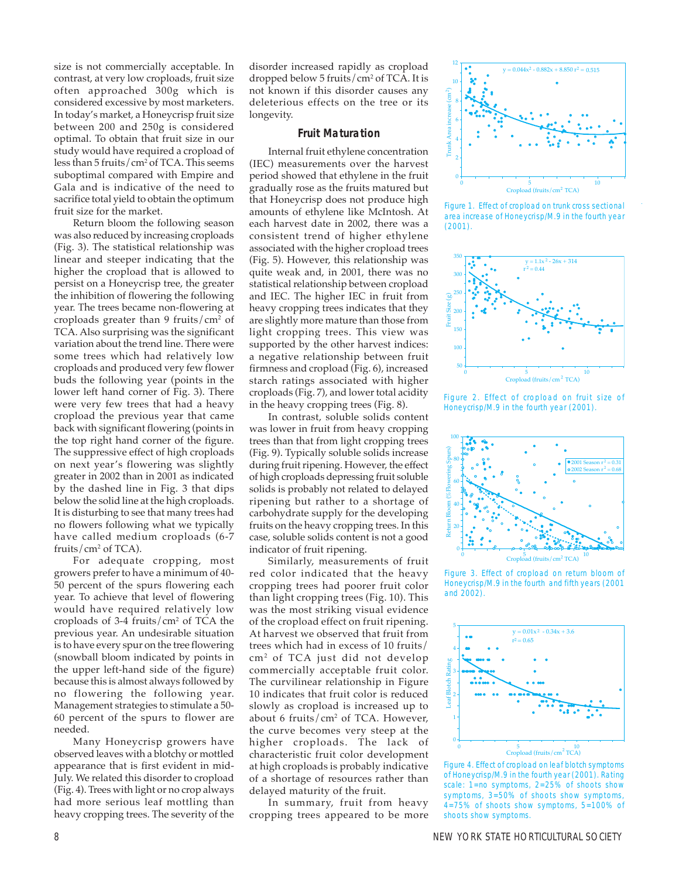size is not commercially acceptable. In contrast, at very low croploads, fruit size often approached 300g which is considered excessive by most marketers. In today's market, a Honeycrisp fruit size between 200 and 250g is considered optimal. To obtain that fruit size in our study would have required a cropload of less than 5 fruits/cm² of TCA. This seems suboptimal compared with Empire and Gala and is indicative of the need to sacrifice total yield to obtain the optimum fruit size for the market.

Return bloom the following season was also reduced by increasing croploads (Fig. 3). The statistical relationship was linear and steeper indicating that the higher the cropload that is allowed to persist on a Honeycrisp tree, the greater the inhibition of flowering the following year. The trees became non-flowering at croploads greater than 9 fruits/cm² of TCA. Also surprising was the significant variation about the trend line. There were some trees which had relatively low croploads and produced very few flower buds the following year (points in the lower left hand corner of Fig. 3). There were very few trees that had a heavy cropload the previous year that came back with significant flowering (points in the top right hand corner of the figure. The suppressive effect of high croploads on next year's flowering was slightly greater in 2002 than in 2001 as indicated by the dashed line in Fig. 3 that dips below the solid line at the high croploads. It is disturbing to see that many trees had no flowers following what we typically have called medium croploads (6-7 fruits/cm² of TCA).

For adequate cropping, most growers prefer to have a minimum of 40-50 percent of the spurs flowering each year. To achieve that level of flowering would have required relatively low croploads of 3-4 fruits/cm² of TCA the previous year. An undesirable situation is to have every spur on the tree flowering (snowball bloom indicated by points in the upper left-hand side of the figure) because this is almost always followed by no flowering the following year. Management strategies to stimulate a 50-60 percent of the spurs to flower are needed.

Many Honeycrisp growers have observed leaves with a blotchy or mottled appearance that is first evident in mid-July. We related this disorder to cropload (Fig. 4). Trees with light or no crop always had more serious leaf mottling than heavy cropping trees. The severity of the disorder increased rapidly as cropload dropped below 5 fruits/cm² of TCA. It is not known if this disorder causes any deleterious effects on the tree or its longevity.

## Fruit Maturation

Internal fruit ethylene concentration (IEC) measurements over the harvest period showed that ethylene in the fruit gradually rose as the fruits matured but that Honeycrisp does not produce high amounts of ethylene like McIntosh. At each harvest date in 2002, there was a consistent trend of higher ethylene associated with the higher cropload trees (Fig. 5). However, this relationship was quite weak and, in 2001, there was no statistical relationship between cropload and IEC. The higher IEC in fruit from heavy cropping trees indicates that they are slightly more mature than those from light cropping trees. This view was supported by the other harvest indices: a negative relationship between fruit firmness and cropload (Fig. 6), increased starch ratings associated with higher croploads (Fig. 7), and lower total acidity in the heavy cropping trees (Fig. 8).

In contrast, soluble solids content was lower in fruit from heavy cropping trees than that from light cropping trees (Fig. 9). Typically soluble solids increase during fruit ripening. However, the effect of high croploads depressing fruit soluble solids is probably not related to delayed ripening but rather to a shortage of carbohydrate supply for the developing fruits on the heavy cropping trees. In this case, soluble solids content is not a good indicator of fruit ripening.

Similarly, measurements of fruit red color indicated that the heavy cropping trees had poorer fruit color than light cropping trees (Fig. 10). This was the most striking visual evidence of the cropload effect on fruit ripening. At harvest we observed that fruit from trees which had in excess of 10 fruits/cm² of TCA just did not develop commercially acceptable fruit color. The curvilinear relationship in Figure 10 indicates that fruit color is reduced slowly as cropload is increased up to about 6 fruits/cm² of TCA. However, the curve becomes very steep at the higher croploads. The lack of characteristic fruit color development at high croploads is probably indicative of a shortage of resources rather than delayed maturity of the fruit.

In summary, fruit from heavy cropping trees appeared to be more

Figure 1. Effect of cropload on trunk cross sectional area increase of Honeycrisp/M.9 in the fourth year (2001).

Figure 2. Effect of cropload on fruit size of Honeycrisp/M.9 in the fourth year (2001).

Figure 3. Effect of cropload on return bloom of Honeycrisp/M.9 in the fourth and fifth years (2001 and 2002).

Figure 4. Effect of cropload on leaf blotch symptoms of Honeycrisp/M.9 in the fourth year (2001). Rating scale: 1=no symptoms, 2=25% of shoots show symptoms, 3=50% of shoots show symptoms, 4=75% of shoots show symptoms, 5=100% of shoots show symptoms.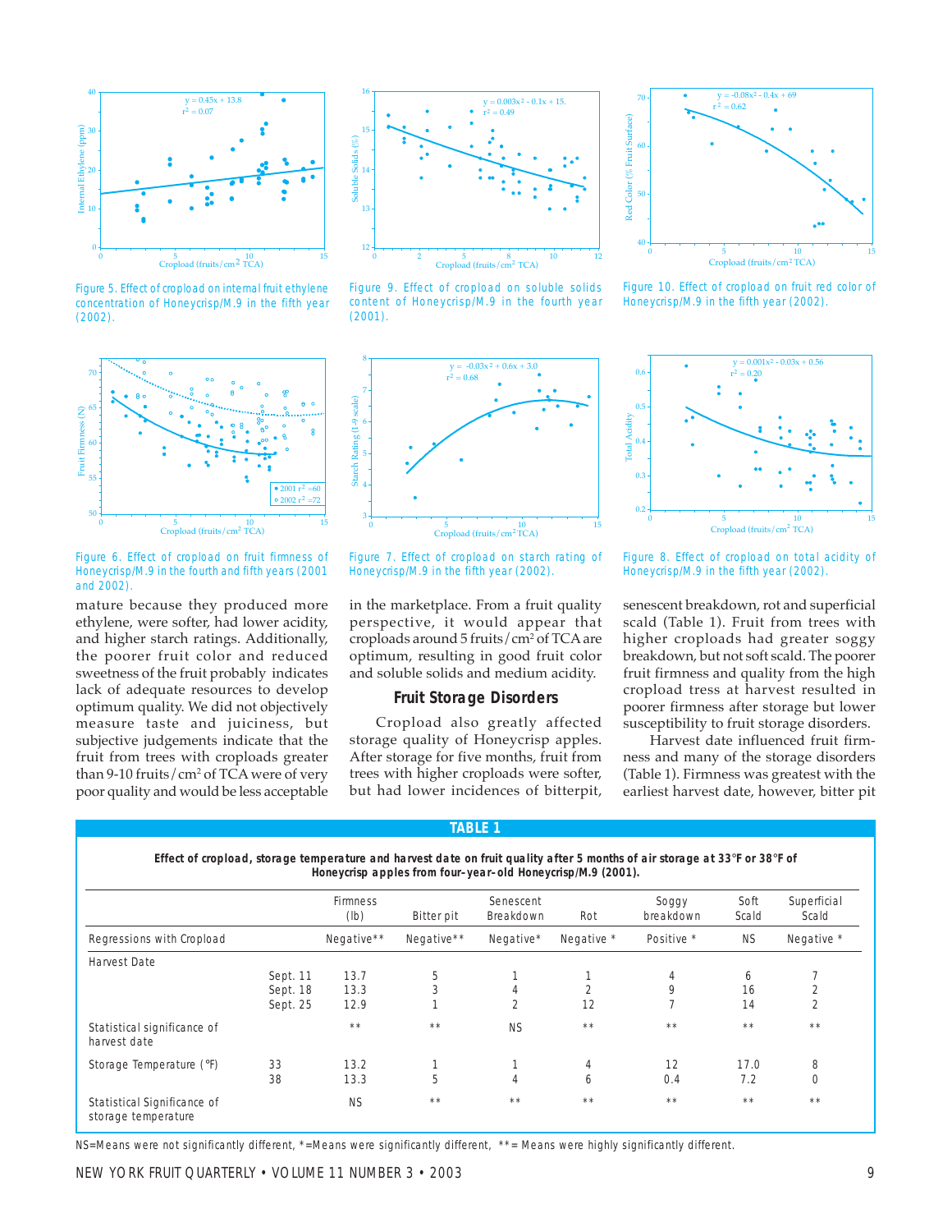Figure 5. Effect of cropload on internal fruit ethylene concentration of Honeycrisp/M.9 in the fifth year (2002).

Figure 9. Effect of cropload on soluble solids content of Honeycrisp/M.9 in the fourth year (2001).

Figure 10. Effect of cropload on fruit red color of Honeycrisp/M.9 in the fifth year (2002).

Figure 6. Effect of cropload on fruit firmness of Honeycrisp/M.9 in the fourth and fifth years (2001 and 2002).

Figure 7. Effect of cropload on starch rating of Honeycrisp/M.9 in the fifth year (2002).

Figure 8. Effect of cropload on total acidity of Honeycrisp/M.9 in the fifth year (2002).

mature because they produced more ethylene, were softer, had lower acidity, and higher starch ratings. Additionally, the poorer fruit color and reduced sweetness of the fruit probably indicates lack of adequate resources to develop optimum quality. We did not objectively measure taste and juiciness, but subjective judgements indicate that the fruit from trees with croploads greater than 9-10 fruits/cm² of TCA were of very poor quality and would be less acceptable in the marketplace. From a fruit quality perspective, it would appear that croploads around 5 fruits/cm² of TCA are optimum, resulting in good fruit color and soluble solids and medium acidity.

## Fruit Storage Disorders

Cropload also greatly affected storage quality of Honeycrisp apples. After storage for five months, fruit from trees with higher croploads were softer, but had lower incidences of bitterpit, senescent breakdown, rot and superficial scald (Table 1). Fruit from trees with higher croploads had greater soggy breakdown, but not soft scald. The poorer fruit firmness and quality from the high cropload tress at harvest resulted in poorer firmness after storage but lower susceptibility to fruit storage disorders.

Harvest date influenced fruit firmness and many of the storage disorders (Table 1). Firmness was greatest with the earliest harvest date, however, bitter pit

**TABLE 1**

**Effect of cropload, storage temperature and harvest date on fruit quality after 5 months of air storage at 33°F or 38°F of Honeycrisp apples from four-year-old Honeycrisp/M.9 (2001).**

| | | Firmness (lb) | Bitter pit | Senescent Breakdown | Rot | Soggy breakdown | Soft Scald | Superficial Scald |
|---|---|---|---|---|---|---|---|---|
| Regressions with Cropload | | Negative** | Negative** | Negative* | Negative * | Positive * | NS | Negative * |
| Harvest Date | | | | | | | | |
| | Sept. 11 | 13.7 | 5 | 1 | 1 | 4 | 6 | 7 |
| | Sept. 18 | 13.3 | 3 | 4 | 2 | 9 | 16 | 2 |
| | Sept. 25 | 12.9 | 1 | 2 | 12 | 7 | 14 | 2 |
| Statistical significance of harvest date | | ** | ** | NS | ** | ** | ** | ** |
| Storage Temperature (°F) | 33 | 13.2 | 1 | 1 | 4 | 12 | 17.0 | 8 |
| | 38 | 13.3 | 5 | 4 | 6 | 0.4 | 7.2 | 0 |
| Statistical Significance of storage temperature | | NS | ** | ** | ** | ** | ** | ** |

NS=Means were not significantly different, *=Means were significantly different, **= Means were highly significantly different.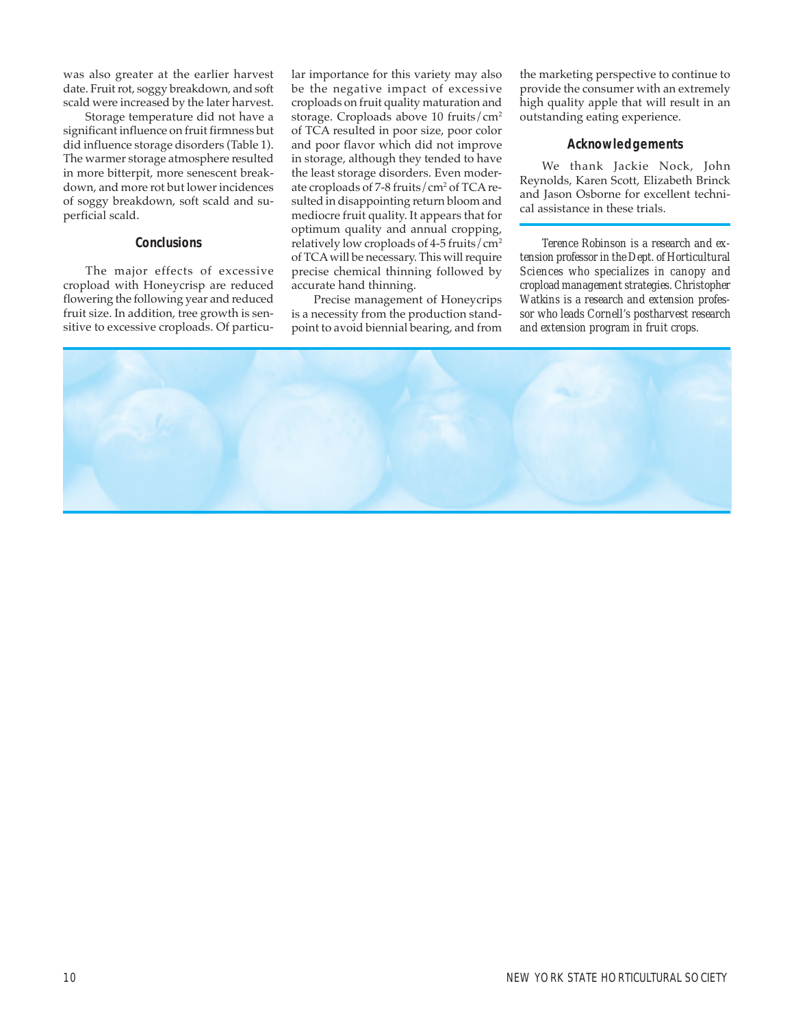was also greater at the earlier harvest date. Fruit rot, soggy breakdown, and soft scald were increased by the later harvest.

Storage temperature did not have a significant influence on fruit firmness but did influence storage disorders (Table 1). The warmer storage atmosphere resulted in more bitterpit, more senescent breakdown, and more rot but lower incidences of soggy breakdown, soft scald and superficial scald.

### Conclusions

The major effects of excessive cropload with Honeycrisp are reduced flowering the following year and reduced fruit size. In addition, tree growth is sensitive to excessive croploads. Of particular importance for this variety may also be the negative impact of excessive croploads on fruit quality maturation and storage. Croploads above 10 fruits/cm$^2$ of TCA resulted in poor size, poor color and poor flavor which did not improve in storage, although they tended to have the least storage disorders. Even moderate croploads of 7-8 fruits/cm$^2$ of TCA resulted in disappointing return bloom and mediocre fruit quality. It appears that for optimum quality and annual cropping, relatively low croploads of 4-5 fruits/cm$^2$ of TCA will be necessary. This will require precise chemical thinning followed by accurate hand thinning.

Precise management of Honeycrips is a necessity from the production standpoint to avoid biennial bearing, and from the marketing perspective to continue to provide the consumer with an extremely high quality apple that will result in an outstanding eating experience.

### Acknowledgements

We thank Jackie Nock, John Reynolds, Karen Scott, Elizabeth Brinck and Jason Osborne for excellent technical assistance in these trials.

*Terence Robinson is a research and extension professor in the Dept. of Horticultural Sciences who specializes in canopy and cropload management strategies. Christopher Watkins is a research and extension professor who leads Cornell's postharvest research and extension program in fruit crops.*